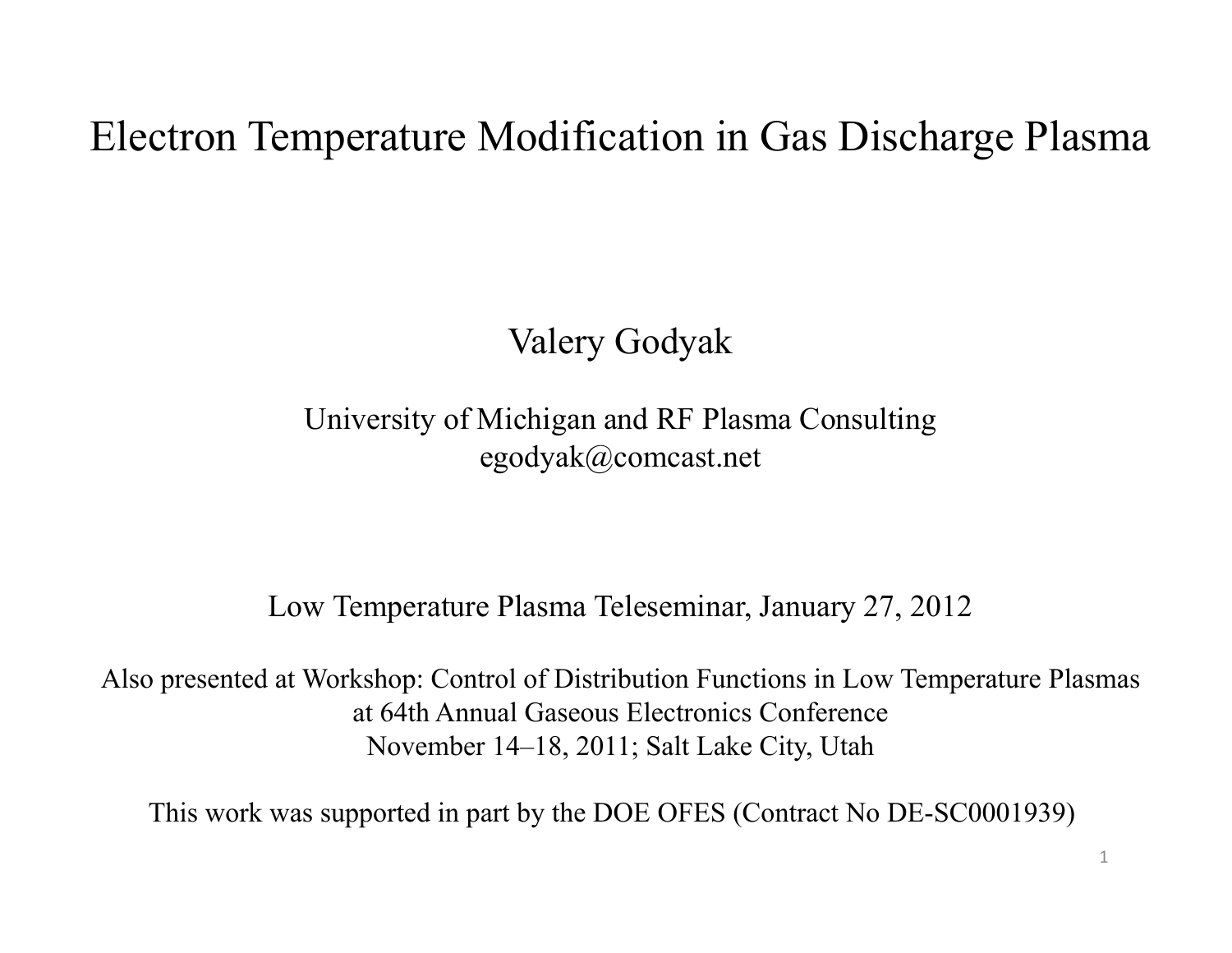# Electron Temperature Modification in Gas Discharge Plasma

Valery Godyak

University of Michigan and RF Plasma Consulting
egodyak@comcast.net

Low Temperature Plasma Teleseminar, January 27, 2012

Also presented at Workshop: Control of Distribution Functions in Low Temperature Plasmas
at 64th Annual Gaseous Electronics Conference
November 14–18, 2011; Salt Lake City, Utah

This work was supported in part by the DOE OFES (Contract No DE-SC0001939)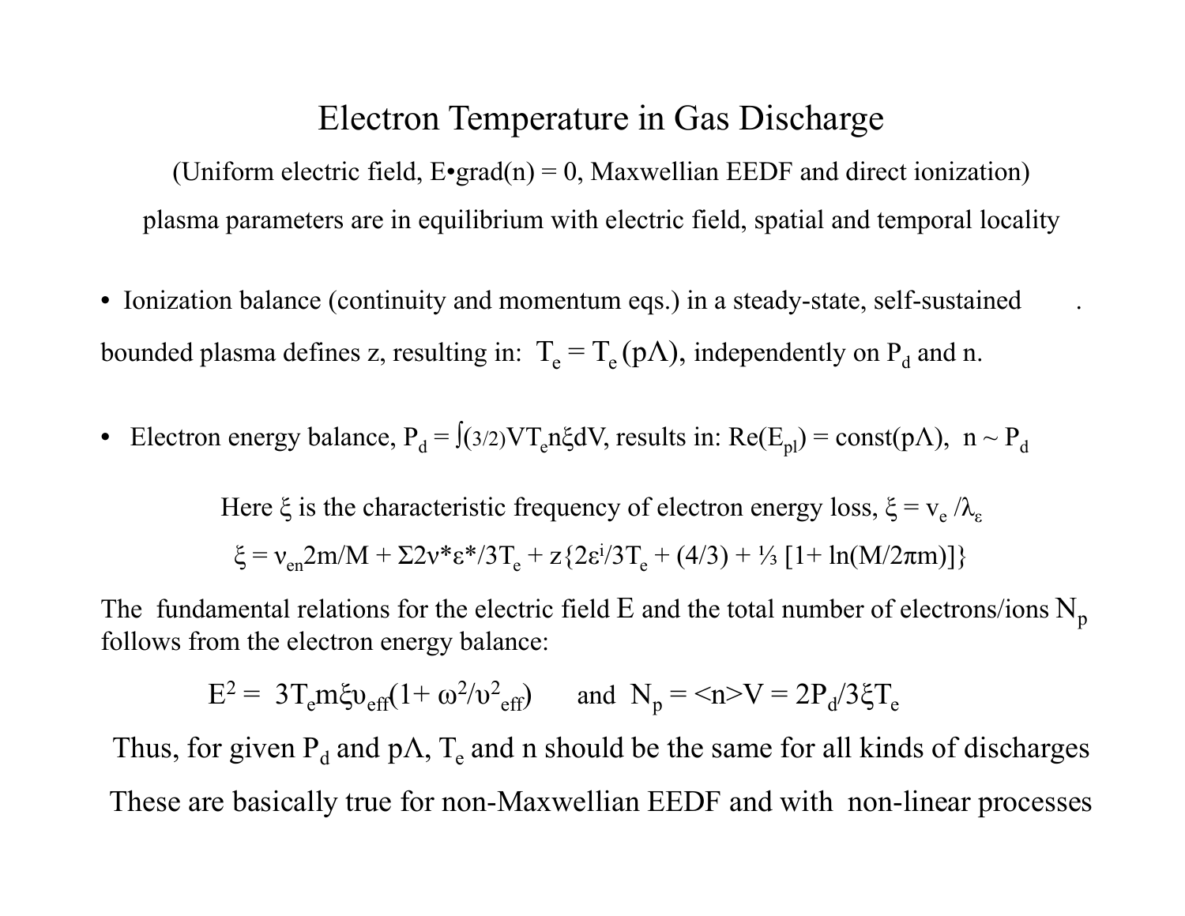# Electron Temperature in Gas Discharge

(Uniform electric field, E•grad(n) = 0, Maxwellian EEDF and direct ionization)

plasma parameters are in equilibrium with electric field, spatial and temporal locality

- Ionization balance (continuity and momentum eqs.) in a steady-state, self-sustained bounded plasma defines z, resulting in: $T_e = T_e(p\Lambda)$, independently on $P_d$ and n.

- Electron energy balance, $P_d = \int (3/2) V T_e n \xi dV$, results in: $Re(E_{pl}) = const(p\Lambda)$, $n \sim P_d$

Here $\xi$ is the characteristic frequency of electron energy loss, $\xi = v_e / \lambda_\varepsilon$

$$\xi = \nu_{en} 2m/M + \Sigma 2\nu^* \varepsilon^* / 3T_e + z\{2\varepsilon^i / 3T_e + (4/3) + \tfrac{1}{3}[1 + \ln(M/2\pi m)]\}$$

The fundamental relations for the electric field E and the total number of electrons/ions $N_p$ follows from the electron energy balance:

$$E^2 = 3T_e m \xi \upsilon_{eff}(1 + \omega^2/\upsilon^2_{eff}) \quad \text{and} \quad N_p = \langle n \rangle V = 2P_d / 3\xi T_e$$

Thus, for given $P_d$ and $p\Lambda$, $T_e$ and n should be the same for all kinds of discharges

These are basically true for non-Maxwellian EEDF and with non-linear processes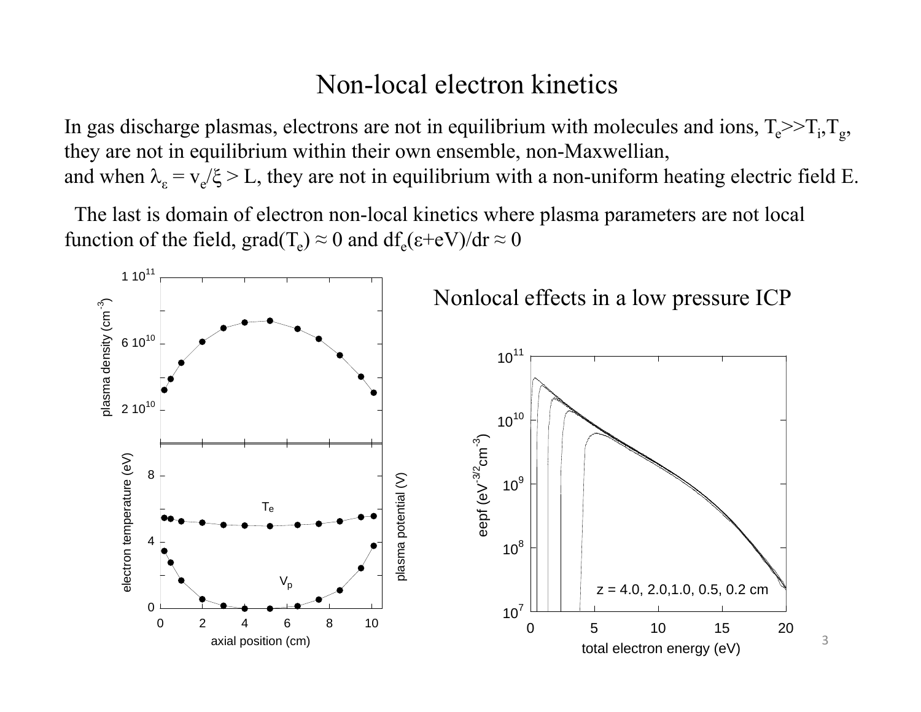# Non-local electron kinetics

In gas discharge plasmas, electrons are not in equilibrium with molecules and ions, $T_e >> T_i, T_g$, they are not in equilibrium within their own ensemble, non-Maxwellian, and when $\lambda_\varepsilon = v_e/\xi > L$, they are not in equilibrium with a non-uniform heating electric field E.

The last is domain of electron non-local kinetics where plasma parameters are not local function of the field, grad($T_e$) ≈ 0 and $df_e(\varepsilon+eV)/dr \approx 0$

Nonlocal effects in a low pressure ICP

z = 4.0, 2.0, 1.0, 0.5, 0.2 cm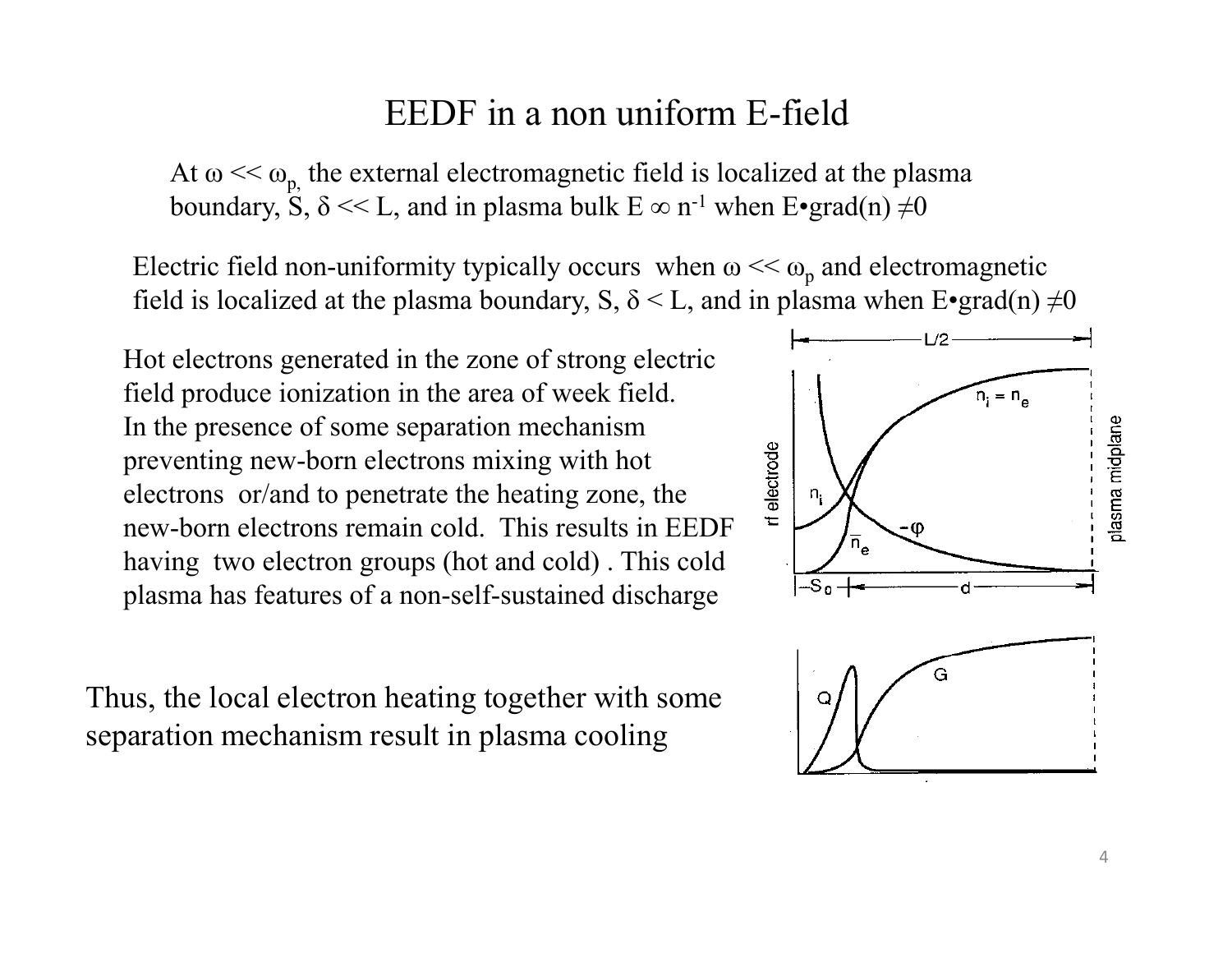# EEDF in a non uniform E-field

At $\omega \ll \omega_p$, the external electromagnetic field is localized at the plasma boundary, S, $\delta \ll L$, and in plasma bulk $E \propto n^{-1}$ when $E \bullet grad(n) \neq 0$

Electric field non-uniformity typically occurs when $\omega \ll \omega_p$ and electromagnetic field is localized at the plasma boundary, S, $\delta < L$, and in plasma when $E \bullet grad(n) \neq 0$

Hot electrons generated in the zone of strong electric field produce ionization in the area of week field. In the presence of some separation mechanism preventing new-born electrons mixing with hot electrons or/and to penetrate the heating zone, the new-born electrons remain cold. This results in EEDF having two electron groups (hot and cold) . This cold plasma has features of a non-self-sustained discharge

Thus, the local electron heating together with some separation mechanism result in plasma cooling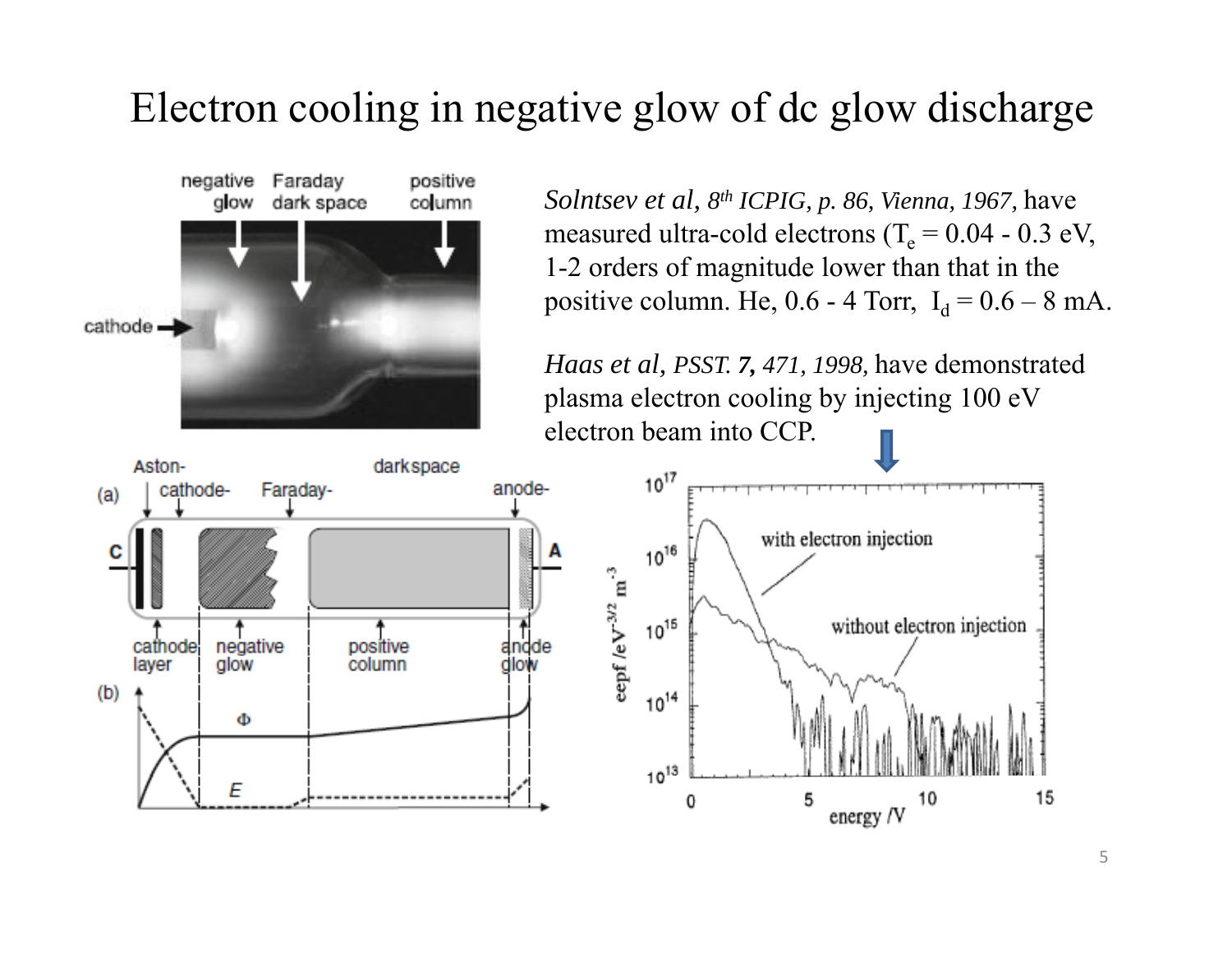# Electron cooling in negative glow of dc glow discharge

*Solntsev et al, 8th ICPIG, p. 86, Vienna, 1967,* have measured ultra-cold electrons ($T_e$ = 0.04 - 0.3 eV, 1-2 orders of magnitude lower than that in the positive column. He, 0.6 - 4 Torr, $I_d$ = 0.6 – 8 mA.

*Haas et al, PSST.* ***7****, 471, 1998,* have demonstrated plasma electron cooling by injecting 100 eV electron beam into CCP.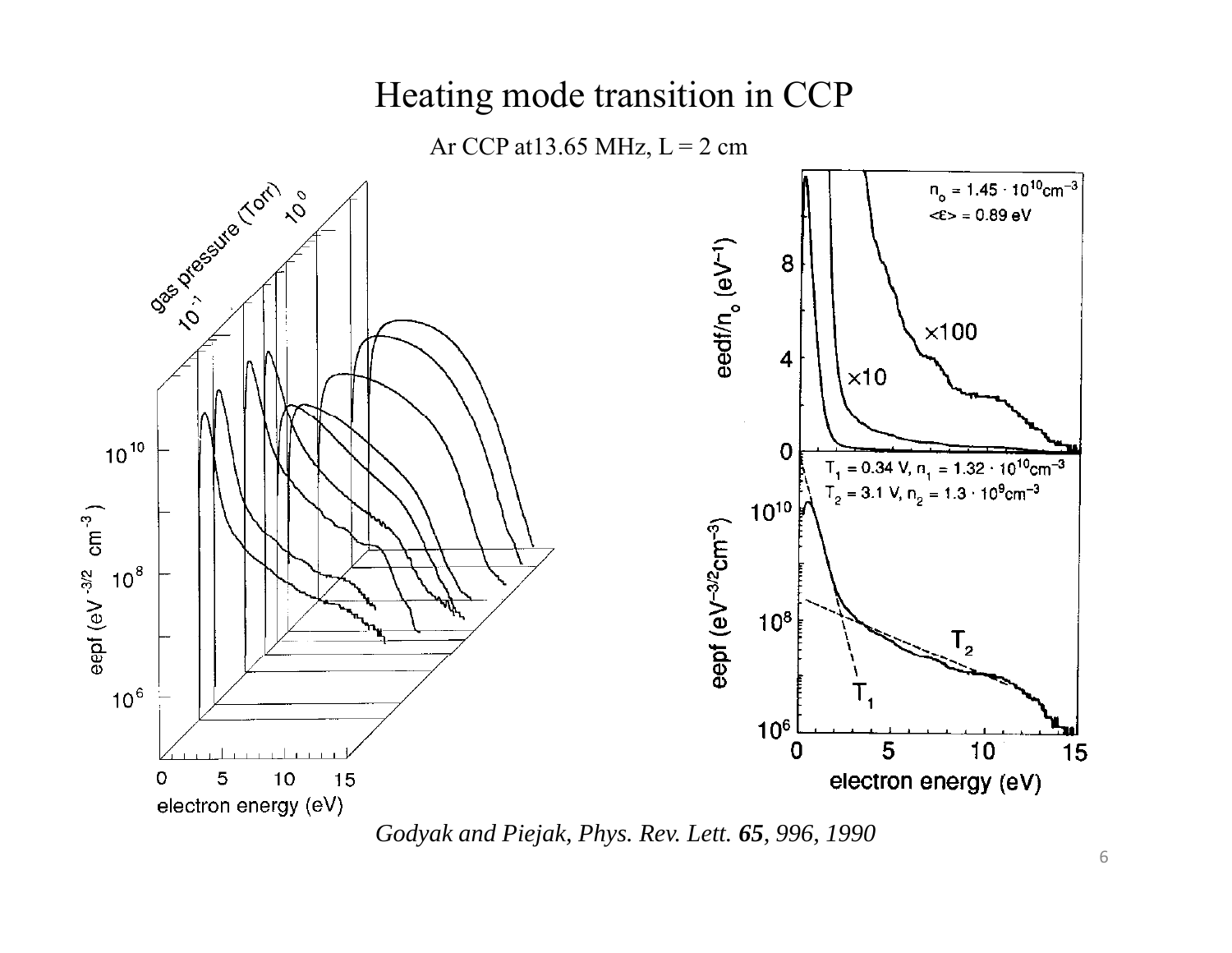# Heating mode transition in CCP

Ar CCP at13.65 MHz, L = 2 cm

*Godyak and Piejak, Phys. Rev. Lett.* ***65****, 996, 1990*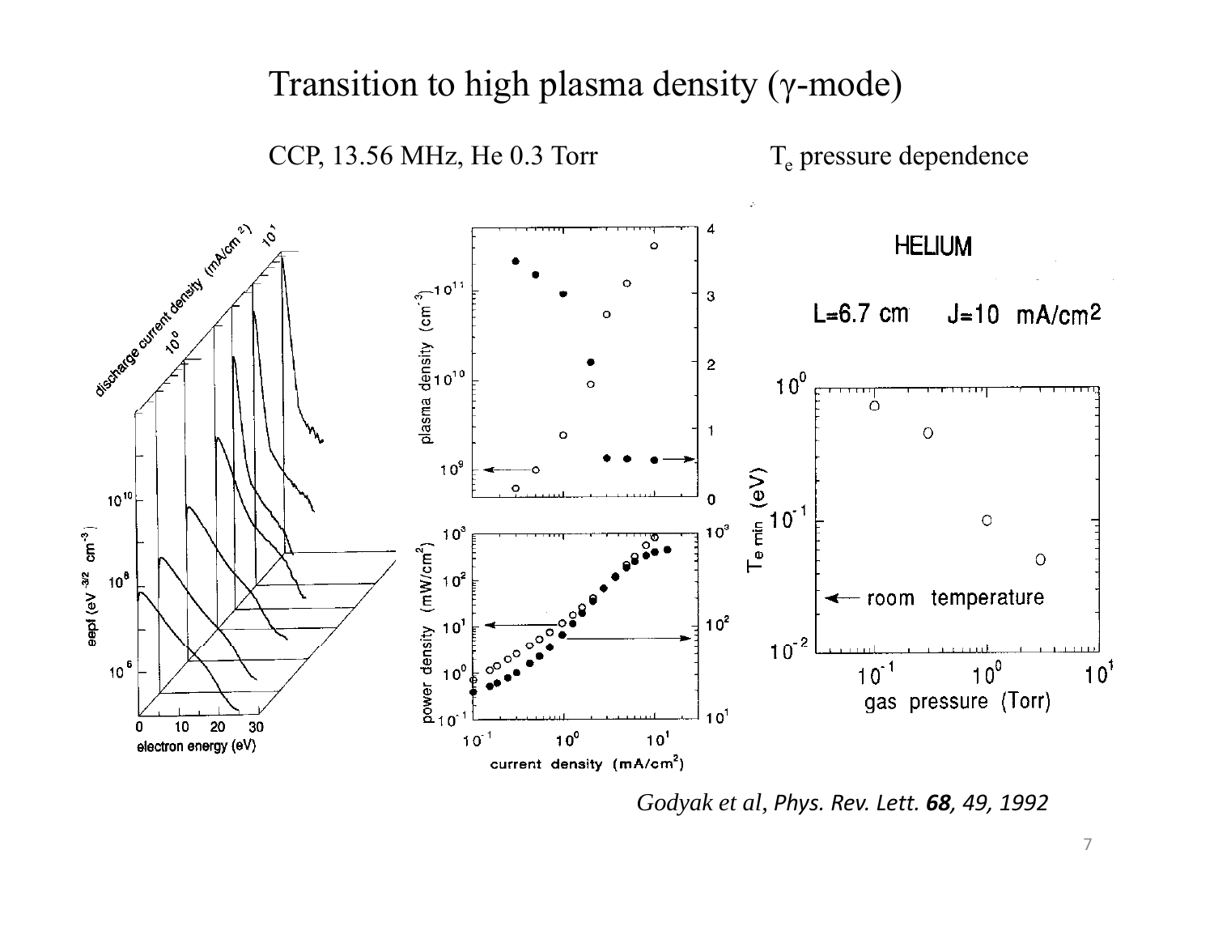# Transition to high plasma density (γ-mode)

CCP, 13.56 MHz, He 0.3 Torr

$T_e$ pressure dependence

*Godyak et al*, *Phys. Rev. Lett.* ***68****, 49, 1992*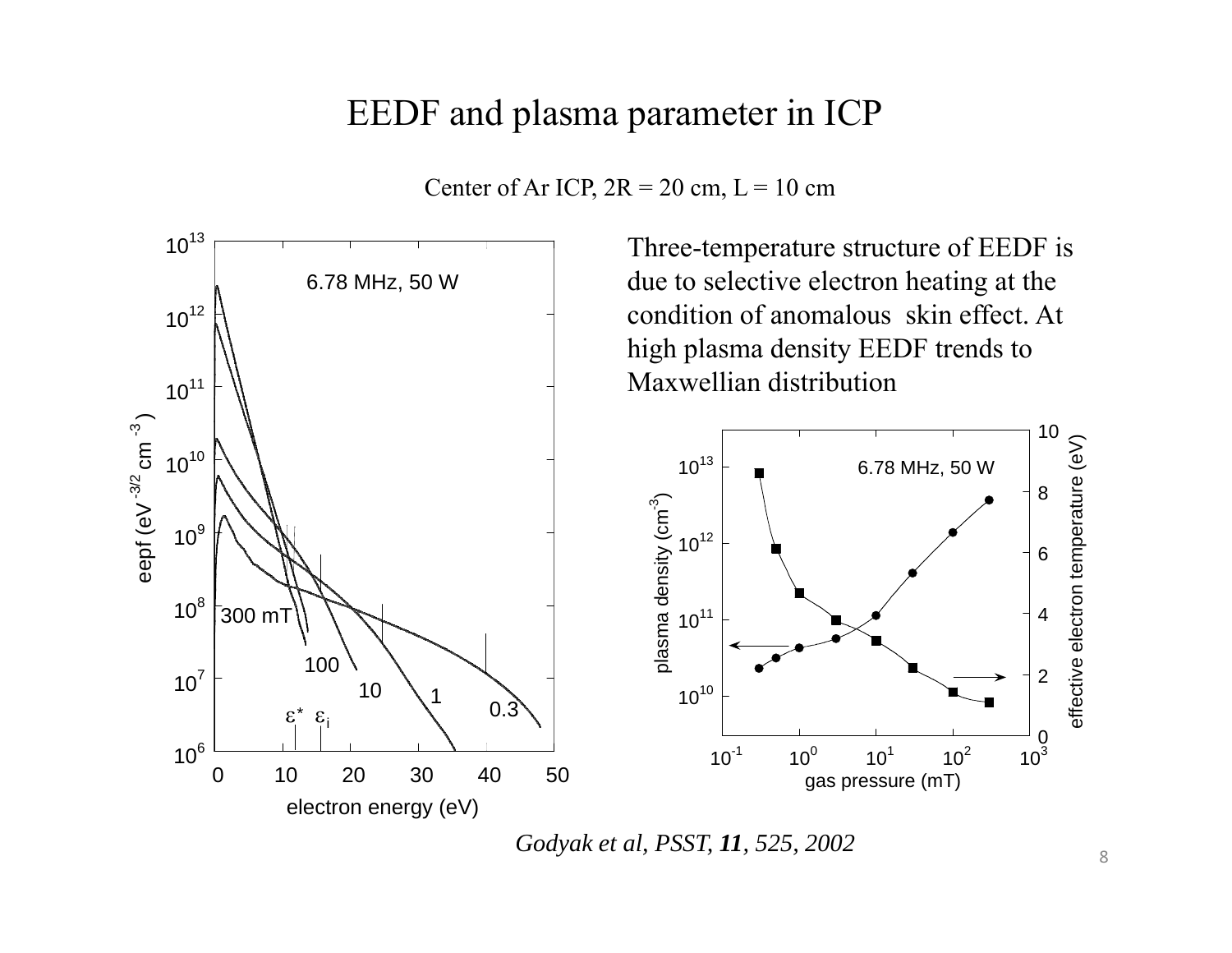# EEDF and plasma parameter in ICP

Center of Ar ICP, 2R = 20 cm, L = 10 cm

Three-temperature structure of EEDF is due to selective electron heating at the condition of anomalous skin effect. At high plasma density EEDF trends to Maxwellian distribution

*Godyak et al, PSST, **11**, 525, 2002*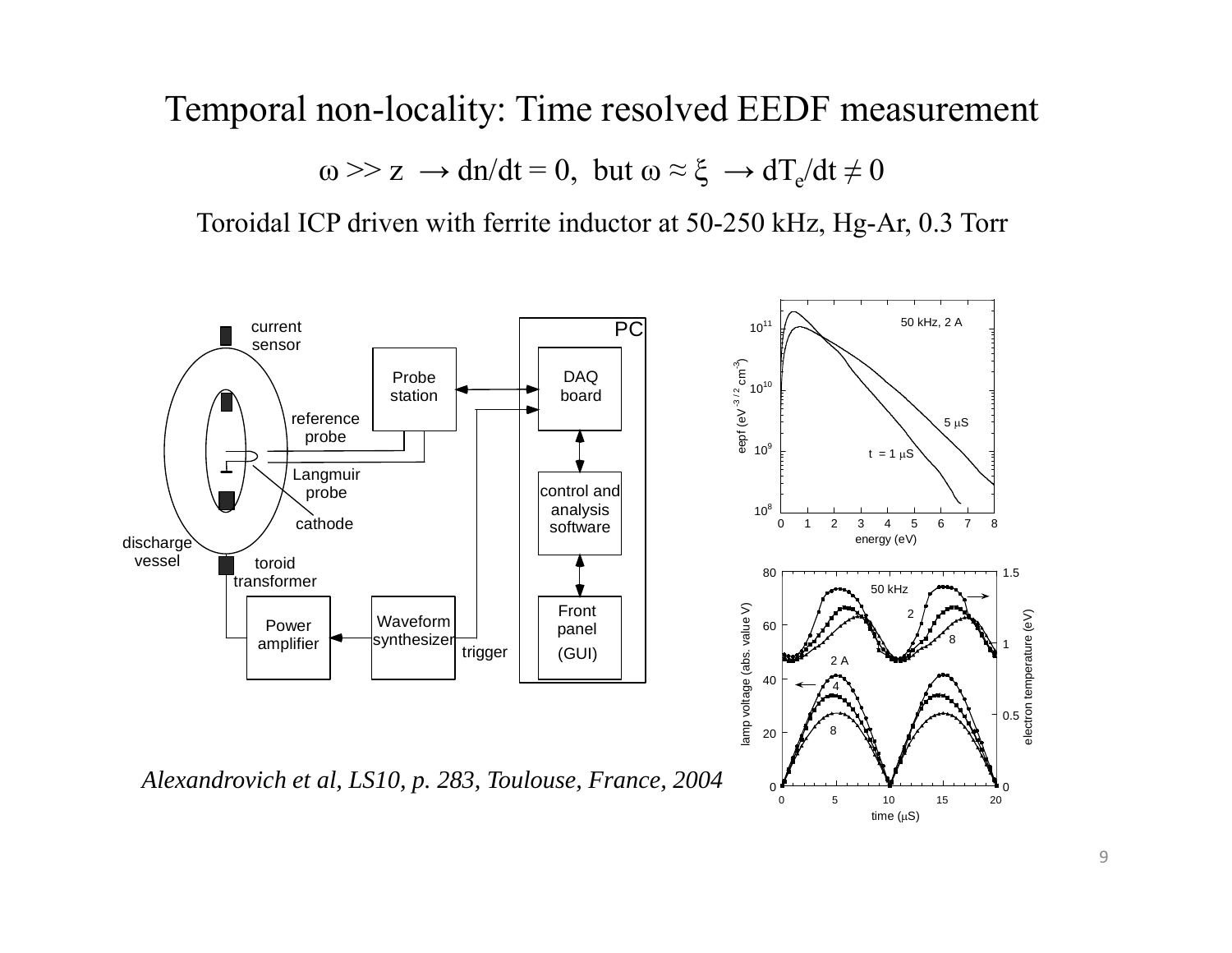# Temporal non-locality: Time resolved EEDF measurement

$\omega >> z \rightarrow dn/dt = 0$, but $\omega \approx \xi \rightarrow dT_e/dt \neq 0$

Toroidal ICP driven with ferrite inductor at 50-250 kHz, Hg-Ar, 0.3 Torr

*Alexandrovich et al, LS10, p. 283, Toulouse, France, 2004*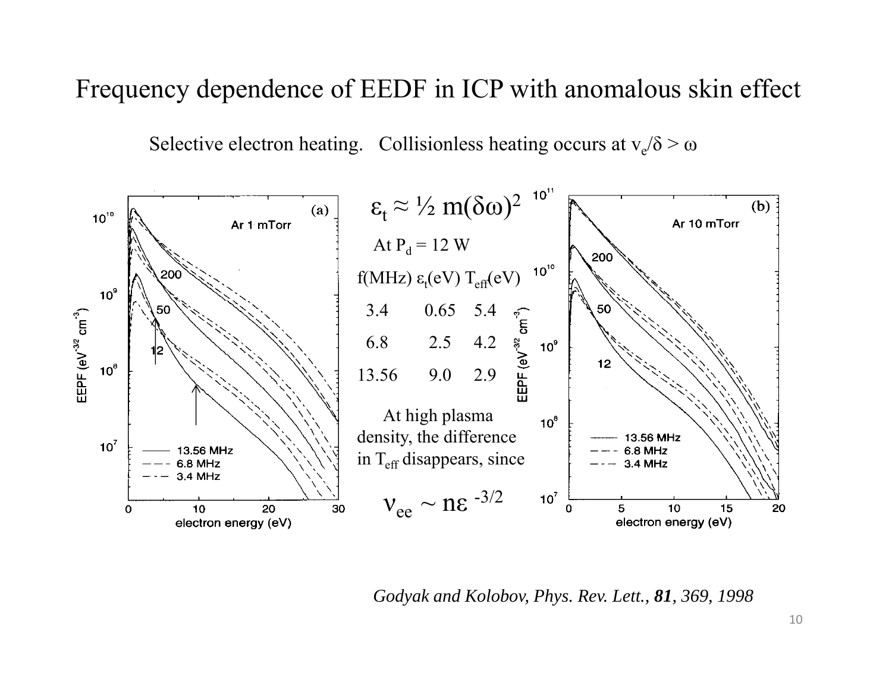# Frequency dependence of EEDF in ICP with anomalous skin effect

Selective electron heating. Collisionless heating occurs at $v_e/\delta > \omega$

$$\varepsilon_t \approx \frac{1}{2} m(\delta\omega)^2$$

At $P_d$ = 12 W

| f(MHz) | $\varepsilon_t$(eV) | $T_{eff}$(eV) |
|---|---|---|
| 3.4 | 0.65 | 5.4 |
| 6.8 | 2.5 | 4.2 |
| 13.56 | 9.0 | 2.9 |

At high plasma density, the difference in $T_{eff}$ disappears, since

$$\nu_{ee} \sim n\varepsilon^{-3/2}$$

*Godyak and Kolobov, Phys. Rev. Lett.,* ***81****, 369, 1998*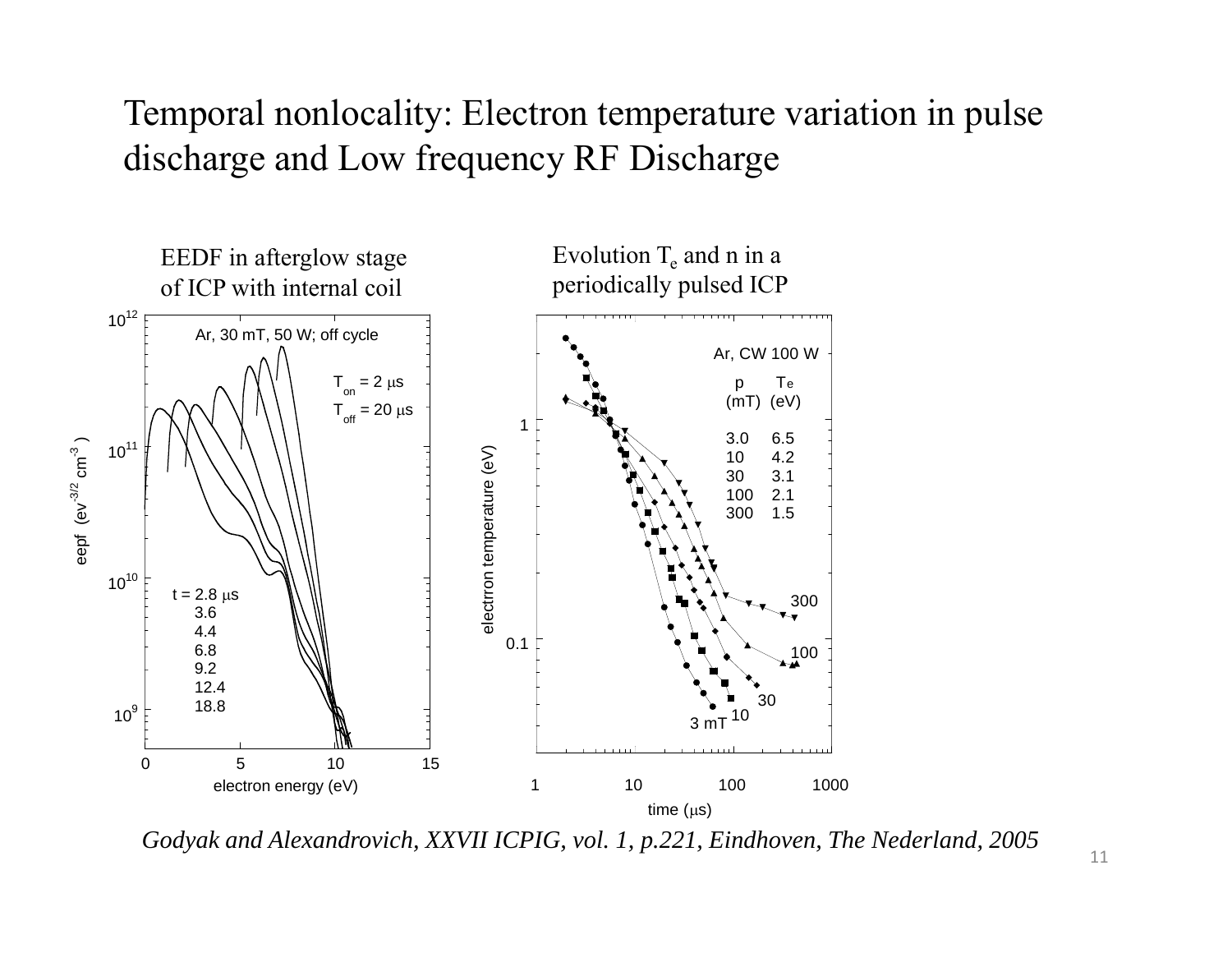# Temporal nonlocality: Electron temperature variation in pulse discharge and Low frequency RF Discharge

EEDF in afterglow stage of ICP with internal coil

Ar, 30 mT, 50 W; off cycle

$T_{on}$ = 2 μs

$T_{off}$ = 20 μs

t = 2.8 μs
3.6
4.4
6.8
9.2
12.4
18.8

eepf (ev$^{-3/2}$ cm$^{-3}$)

electron energy (eV)

Evolution $T_e$ and n in a periodically pulsed ICP

Ar, CW 100 W

| p (mT) | $T_e$ (eV) |
| --- | --- |
| 3.0 | 6.5 |
| 10 | 4.2 |
| 30 | 3.1 |
| 100 | 2.1 |
| 300 | 1.5 |

electron temperature (eV)

time (μs)

*Godyak and Alexandrovich, XXVII ICPIG, vol. 1, p.221, Eindhoven, The Nederland, 2005*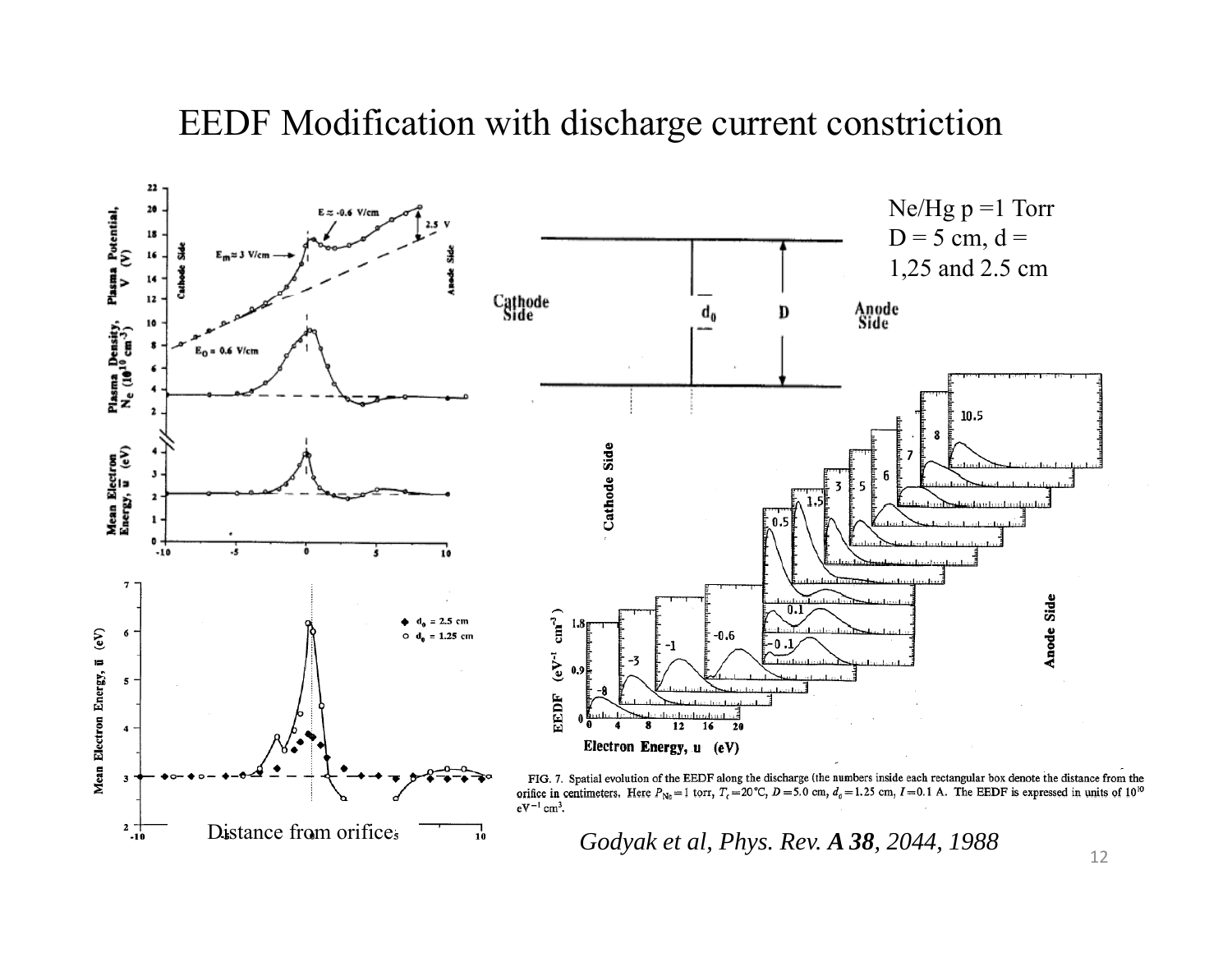# EEDF Modification with discharge current constriction

Ne/Hg p =1 Torr
D = 5 cm, d = 1,25 and 2.5 cm

Distance from orifice

FIG. 7. Spatial evolution of the EEDF along the discharge (the numbers inside each rectangular box denote the distance from the orifice in centimeters. Here $P_{Ne} = 1$ torr, $T_c = 20\,^{\circ}\mathrm{C}$, $D = 5.0$ cm, $d_0 = 1.25$ cm, $I = 0.1$ A. The EEDF is expressed in units of $10^{10}$ $\mathrm{eV^{-1}\,cm^{3}}$.

*Godyak et al, Phys. Rev.* ***A 38****, 2044, 1988*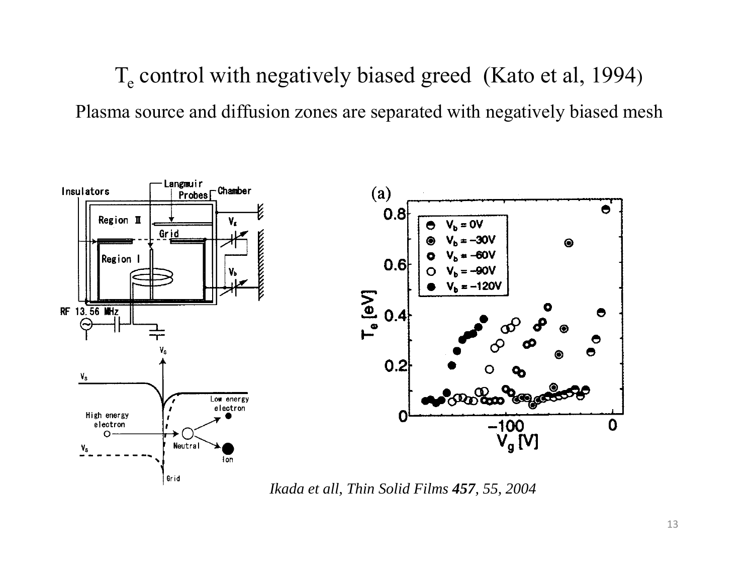# $T_e$ control with negatively biased greed (Kato et al, 1994)

Plasma source and diffusion zones are separated with negatively biased mesh

*Ikada et all, Thin Solid Films **457**, 55, 2004*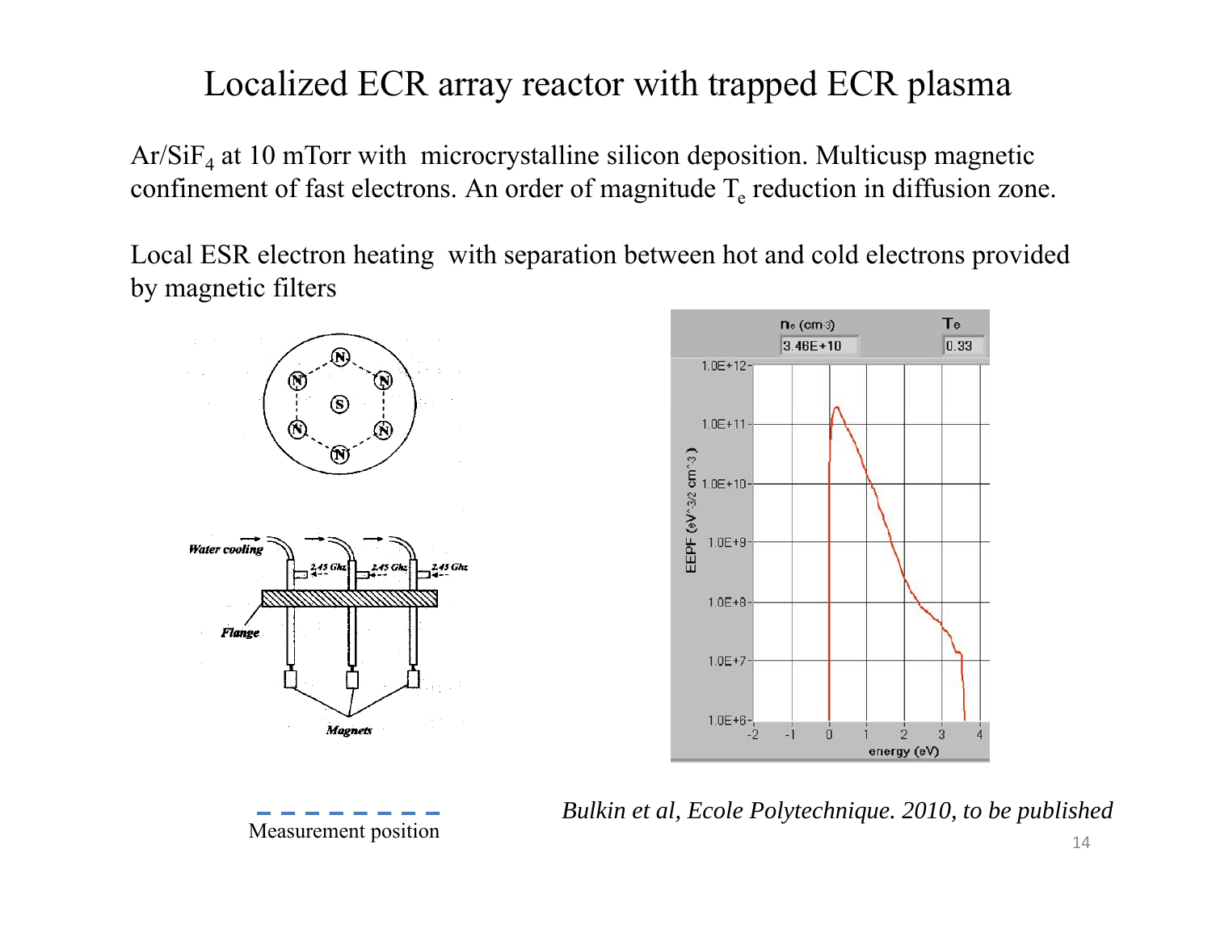# Localized ECR array reactor with trapped ECR plasma

$Ar/SiF_4$ at 10 mTorr with microcrystalline silicon deposition. Multicusp magnetic confinement of fast electrons. An order of magnitude $T_e$ reduction in diffusion zone.

Local ESR electron heating with separation between hot and cold electrons provided by magnetic filters

Water cooling

2.45 Ghz

2.45 Ghz

2.45 Ghz

Flange

Magnets

Measurement position

$n_e$ (cm-3) 3.46E+10

Te 0.33

EEPF (eV^-3/2 cm^-3)

energy (eV)

*Bulkin et al, Ecole Polytechnique. 2010, to be published*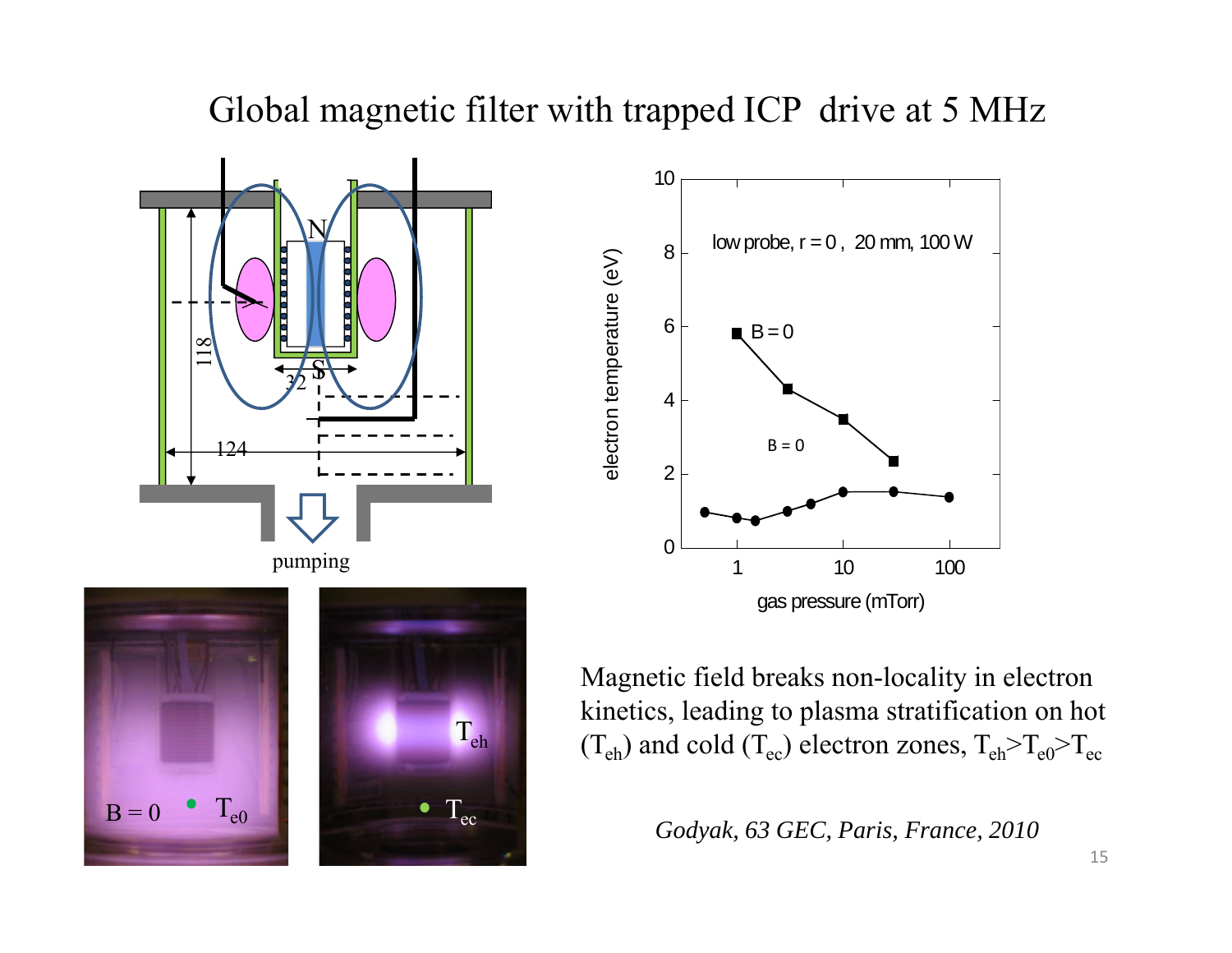# Global magnetic filter with trapped ICP drive at 5 MHz

Magnetic field breaks non-locality in electron kinetics, leading to plasma stratification on hot ($T_{eh}$) and cold ($T_{ec}$) electron zones, $T_{eh} > T_{e0} > T_{ec}$

*Godyak, 63 GEC, Paris, France, 2010*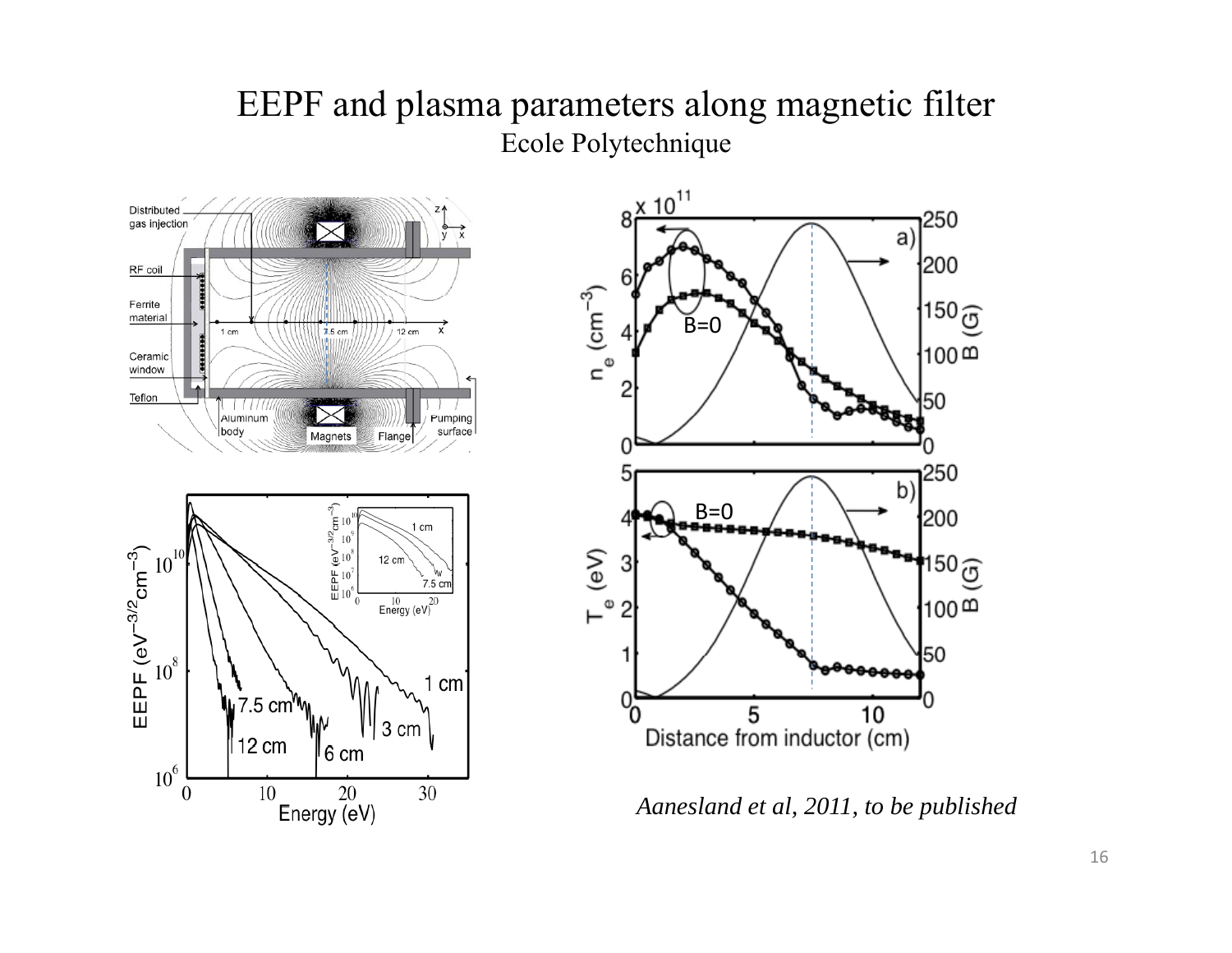# EEPF and plasma parameters along magnetic filter

Ecole Polytechnique

*Aanesland et al, 2011, to be published*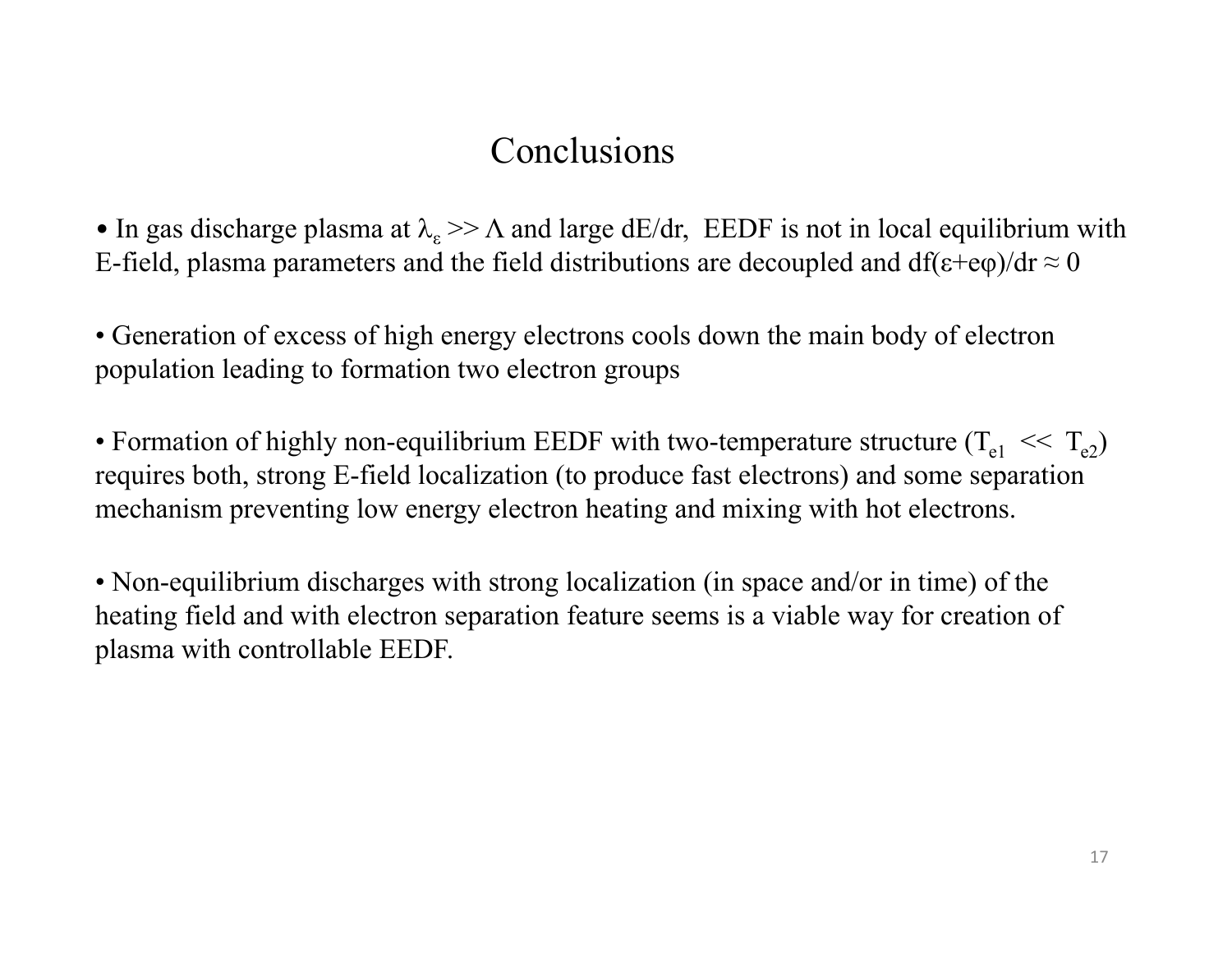# Conclusions

- In gas discharge plasma at $\lambda_\varepsilon >> \Lambda$ and large dE/dr, EEDF is not in local equilibrium with E-field, plasma parameters and the field distributions are decoupled and $df(\varepsilon+e\varphi)/dr \approx 0$

- Generation of excess of high energy electrons cools down the main body of electron population leading to formation two electron groups

- Formation of highly non-equilibrium EEDF with two-temperature structure ($T_{e1} << T_{e2}$) requires both, strong E-field localization (to produce fast electrons) and some separation mechanism preventing low energy electron heating and mixing with hot electrons.

- Non-equilibrium discharges with strong localization (in space and/or in time) of the heating field and with electron separation feature seems is a viable way for creation of plasma with controllable EEDF.